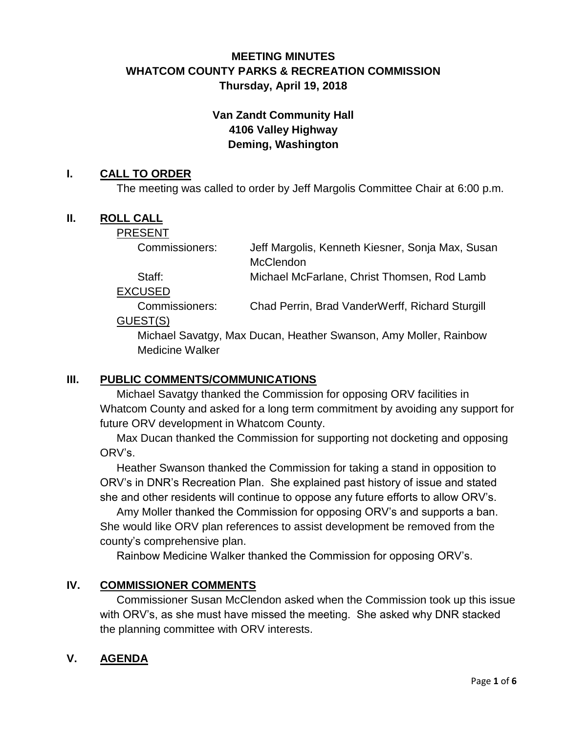# MEETING MINUTES
# WHATCOM COUNTY PARKS & RECREATION COMMISSION
### Thursday, April 19, 2018

**Van Zandt Community Hall**
**4106 Valley Highway**
**Deming, Washington**

## I. CALL TO ORDER

The meeting was called to order by Jeff Margolis Committee Chair at 6:00 p.m.

## II. ROLL CALL

PRESENT

| | |
|---|---|
| Commissioners: | Jeff Margolis, Kenneth Kiesner, Sonja Max, Susan McClendon |
| Staff: | Michael McFarlane, Christ Thomsen, Rod Lamb |

EXCUSED

| | |
|---|---|
| Commissioners: | Chad Perrin, Brad VanderWerff, Richard Sturgill |

GUEST(S)

Michael Savatgy, Max Ducan, Heather Swanson, Amy Moller, Rainbow Medicine Walker

## III. PUBLIC COMMENTS/COMMUNICATIONS

Michael Savatgy thanked the Commission for opposing ORV facilities in Whatcom County and asked for a long term commitment by avoiding any support for future ORV development in Whatcom County.

Max Ducan thanked the Commission for supporting not docketing and opposing ORV's.

Heather Swanson thanked the Commission for taking a stand in opposition to ORV's in DNR's Recreation Plan. She explained past history of issue and stated she and other residents will continue to oppose any future efforts to allow ORV's.

Amy Moller thanked the Commission for opposing ORV's and supports a ban. She would like ORV plan references to assist development be removed from the county's comprehensive plan.

Rainbow Medicine Walker thanked the Commission for opposing ORV's.

## IV. COMMISSIONER COMMENTS

Commissioner Susan McClendon asked when the Commission took up this issue with ORV's, as she must have missed the meeting. She asked why DNR stacked the planning committee with ORV interests.

## V. AGENDA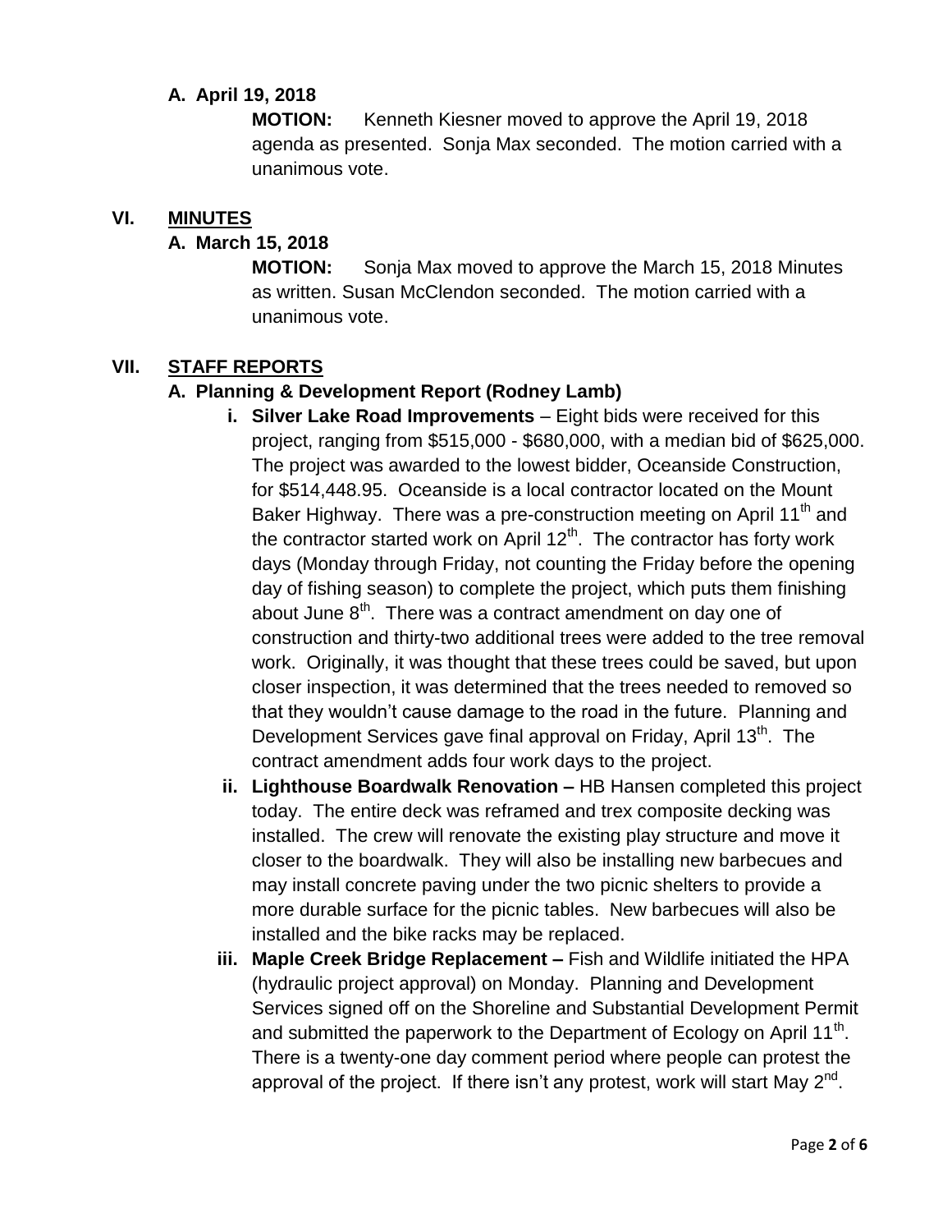**A. April 19, 2018**

**MOTION:** Kenneth Kiesner moved to approve the April 19, 2018 agenda as presented. Sonja Max seconded. The motion carried with a unanimous vote.

## VI. MINUTES

**A. March 15, 2018**

**MOTION:** Sonja Max moved to approve the March 15, 2018 Minutes as written. Susan McClendon seconded. The motion carried with a unanimous vote.

## VII. STAFF REPORTS

**A. Planning & Development Report (Rodney Lamb)**

i. **Silver Lake Road Improvements** – Eight bids were received for this project, ranging from \$515,000 - \$680,000, with a median bid of \$625,000. The project was awarded to the lowest bidder, Oceanside Construction, for \$514,448.95. Oceanside is a local contractor located on the Mount Baker Highway. There was a pre-construction meeting on April 11th and the contractor started work on April 12th. The contractor has forty work days (Monday through Friday, not counting the Friday before the opening day of fishing season) to complete the project, which puts them finishing about June 8th. There was a contract amendment on day one of construction and thirty-two additional trees were added to the tree removal work. Originally, it was thought that these trees could be saved, but upon closer inspection, it was determined that the trees needed to removed so that they wouldn't cause damage to the road in the future. Planning and Development Services gave final approval on Friday, April 13th. The contract amendment adds four work days to the project.

ii. **Lighthouse Boardwalk Renovation –** HB Hansen completed this project today. The entire deck was reframed and trex composite decking was installed. The crew will renovate the existing play structure and move it closer to the boardwalk. They will also be installing new barbecues and may install concrete paving under the two picnic shelters to provide a more durable surface for the picnic tables. New barbecues will also be installed and the bike racks may be replaced.

iii. **Maple Creek Bridge Replacement –** Fish and Wildlife initiated the HPA (hydraulic project approval) on Monday. Planning and Development Services signed off on the Shoreline and Substantial Development Permit and submitted the paperwork to the Department of Ecology on April 11th. There is a twenty-one day comment period where people can protest the approval of the project. If there isn't any protest, work will start May 2nd.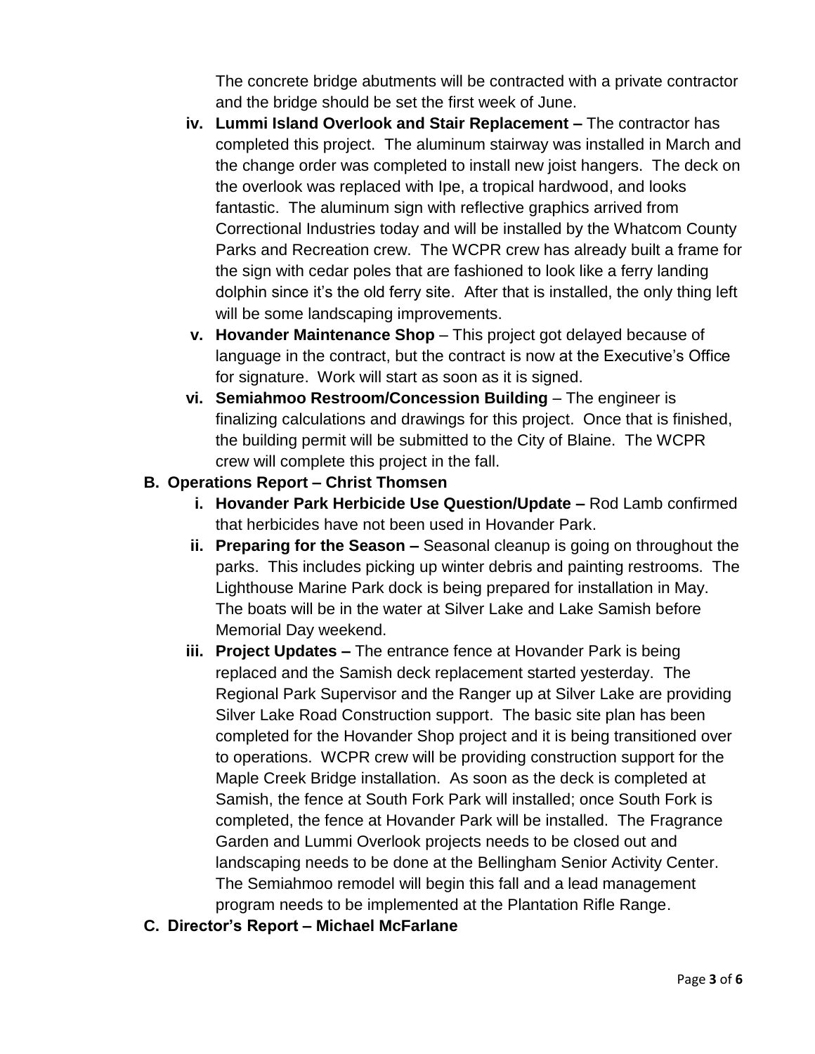The concrete bridge abutments will be contracted with a private contractor and the bridge should be set the first week of June.

iv. **Lummi Island Overlook and Stair Replacement –** The contractor has completed this project. The aluminum stairway was installed in March and the change order was completed to install new joist hangers. The deck on the overlook was replaced with Ipe, a tropical hardwood, and looks fantastic. The aluminum sign with reflective graphics arrived from Correctional Industries today and will be installed by the Whatcom County Parks and Recreation crew. The WCPR crew has already built a frame for the sign with cedar poles that are fashioned to look like a ferry landing dolphin since it's the old ferry site. After that is installed, the only thing left will be some landscaping improvements.

v. **Hovander Maintenance Shop** – This project got delayed because of language in the contract, but the contract is now at the Executive's Office for signature. Work will start as soon as it is signed.

vi. **Semiahmoo Restroom/Concession Building** – The engineer is finalizing calculations and drawings for this project. Once that is finished, the building permit will be submitted to the City of Blaine. The WCPR crew will complete this project in the fall.

**B. Operations Report – Christ Thomsen**

i. **Hovander Park Herbicide Use Question/Update –** Rod Lamb confirmed that herbicides have not been used in Hovander Park.

ii. **Preparing for the Season –** Seasonal cleanup is going on throughout the parks. This includes picking up winter debris and painting restrooms. The Lighthouse Marine Park dock is being prepared for installation in May. The boats will be in the water at Silver Lake and Lake Samish before Memorial Day weekend.

iii. **Project Updates –** The entrance fence at Hovander Park is being replaced and the Samish deck replacement started yesterday. The Regional Park Supervisor and the Ranger up at Silver Lake are providing Silver Lake Road Construction support. The basic site plan has been completed for the Hovander Shop project and it is being transitioned over to operations. WCPR crew will be providing construction support for the Maple Creek Bridge installation. As soon as the deck is completed at Samish, the fence at South Fork Park will installed; once South Fork is completed, the fence at Hovander Park will be installed. The Fragrance Garden and Lummi Overlook projects needs to be closed out and landscaping needs to be done at the Bellingham Senior Activity Center. The Semiahmoo remodel will begin this fall and a lead management program needs to be implemented at the Plantation Rifle Range.

**C. Director's Report – Michael McFarlane**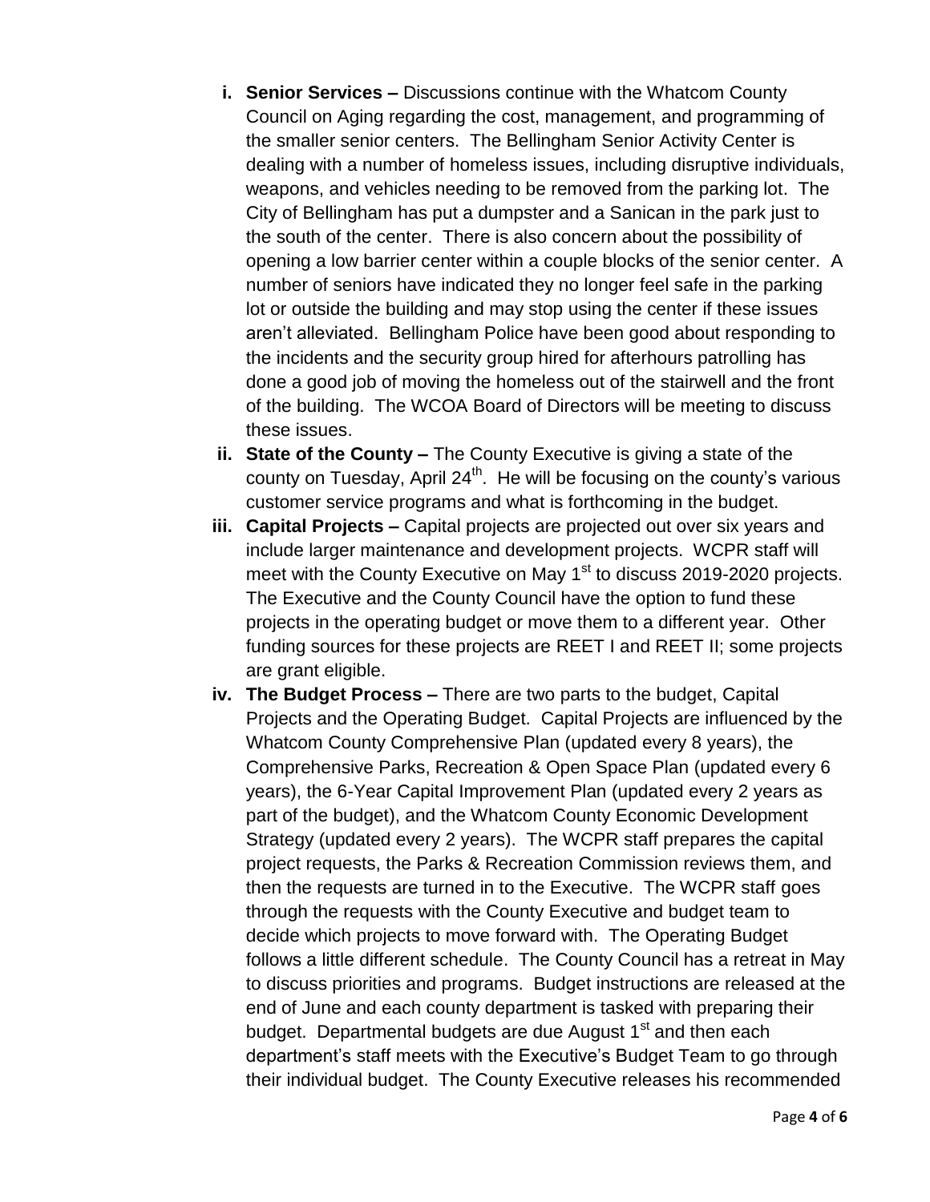i. **Senior Services –** Discussions continue with the Whatcom County Council on Aging regarding the cost, management, and programming of the smaller senior centers. The Bellingham Senior Activity Center is dealing with a number of homeless issues, including disruptive individuals, weapons, and vehicles needing to be removed from the parking lot. The City of Bellingham has put a dumpster and a Sanican in the park just to the south of the center. There is also concern about the possibility of opening a low barrier center within a couple blocks of the senior center. A number of seniors have indicated they no longer feel safe in the parking lot or outside the building and may stop using the center if these issues aren't alleviated. Bellingham Police have been good about responding to the incidents and the security group hired for afterhours patrolling has done a good job of moving the homeless out of the stairwell and the front of the building. The WCOA Board of Directors will be meeting to discuss these issues.

ii. **State of the County –** The County Executive is giving a state of the county on Tuesday, April 24th. He will be focusing on the county's various customer service programs and what is forthcoming in the budget.

iii. **Capital Projects –** Capital projects are projected out over six years and include larger maintenance and development projects. WCPR staff will meet with the County Executive on May 1st to discuss 2019-2020 projects. The Executive and the County Council have the option to fund these projects in the operating budget or move them to a different year. Other funding sources for these projects are REET I and REET II; some projects are grant eligible.

iv. **The Budget Process –** There are two parts to the budget, Capital Projects and the Operating Budget. Capital Projects are influenced by the Whatcom County Comprehensive Plan (updated every 8 years), the Comprehensive Parks, Recreation & Open Space Plan (updated every 6 years), the 6-Year Capital Improvement Plan (updated every 2 years as part of the budget), and the Whatcom County Economic Development Strategy (updated every 2 years). The WCPR staff prepares the capital project requests, the Parks & Recreation Commission reviews them, and then the requests are turned in to the Executive. The WCPR staff goes through the requests with the County Executive and budget team to decide which projects to move forward with. The Operating Budget follows a little different schedule. The County Council has a retreat in May to discuss priorities and programs. Budget instructions are released at the end of June and each county department is tasked with preparing their budget. Departmental budgets are due August 1st and then each department's staff meets with the Executive's Budget Team to go through their individual budget. The County Executive releases his recommended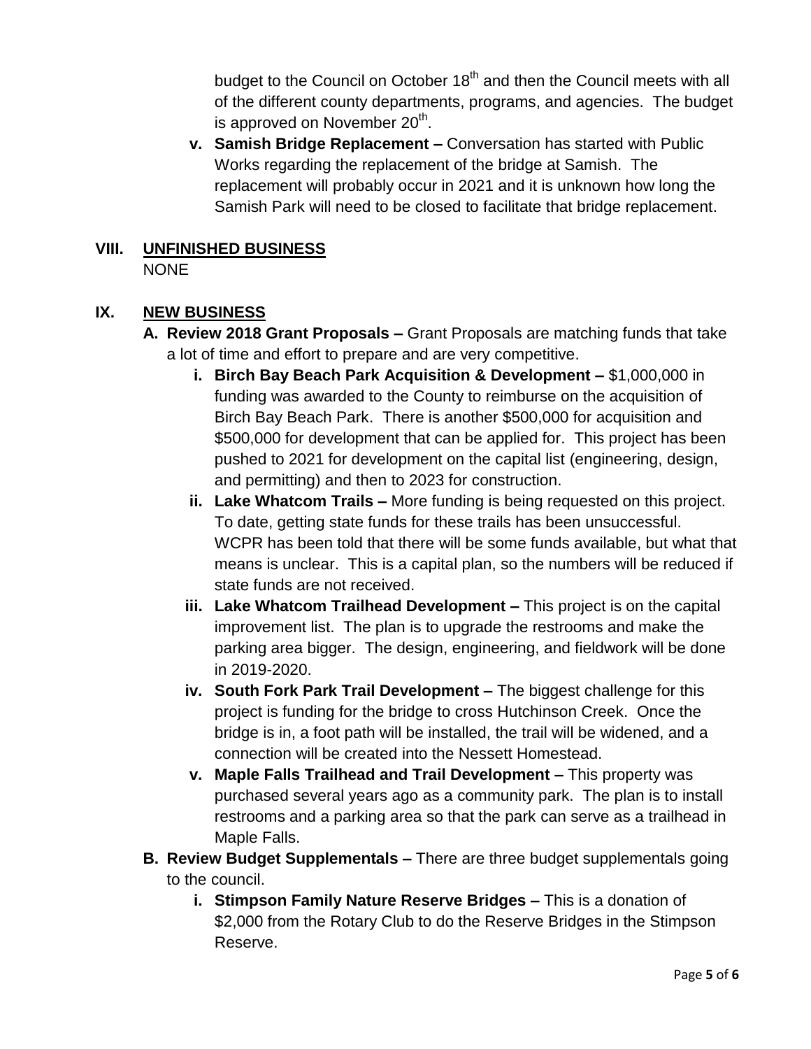budget to the Council on October 18th and then the Council meets with all of the different county departments, programs, and agencies. The budget is approved on November 20th.

  v. **Samish Bridge Replacement –** Conversation has started with Public Works regarding the replacement of the bridge at Samish. The replacement will probably occur in 2021 and it is unknown how long the Samish Park will need to be closed to facilitate that bridge replacement.

## VIII. UNFINISHED BUSINESS

NONE

## IX. NEW BUSINESS

**A. Review 2018 Grant Proposals –** Grant Proposals are matching funds that take a lot of time and effort to prepare and are very competitive.

  i. **Birch Bay Beach Park Acquisition & Development –** $1,000,000 in funding was awarded to the County to reimburse on the acquisition of Birch Bay Beach Park. There is another $500,000 for acquisition and $500,000 for development that can be applied for. This project has been pushed to 2021 for development on the capital list (engineering, design, and permitting) and then to 2023 for construction.

  ii. **Lake Whatcom Trails –** More funding is being requested on this project. To date, getting state funds for these trails has been unsuccessful. WCPR has been told that there will be some funds available, but what that means is unclear. This is a capital plan, so the numbers will be reduced if state funds are not received.

  iii. **Lake Whatcom Trailhead Development –** This project is on the capital improvement list. The plan is to upgrade the restrooms and make the parking area bigger. The design, engineering, and fieldwork will be done in 2019-2020.

  iv. **South Fork Park Trail Development –** The biggest challenge for this project is funding for the bridge to cross Hutchinson Creek. Once the bridge is in, a foot path will be installed, the trail will be widened, and a connection will be created into the Nessett Homestead.

  v. **Maple Falls Trailhead and Trail Development –** This property was purchased several years ago as a community park. The plan is to install restrooms and a parking area so that the park can serve as a trailhead in Maple Falls.

**B. Review Budget Supplementals –** There are three budget supplementals going to the council.

  i. **Stimpson Family Nature Reserve Bridges –** This is a donation of $2,000 from the Rotary Club to do the Reserve Bridges in the Stimpson Reserve.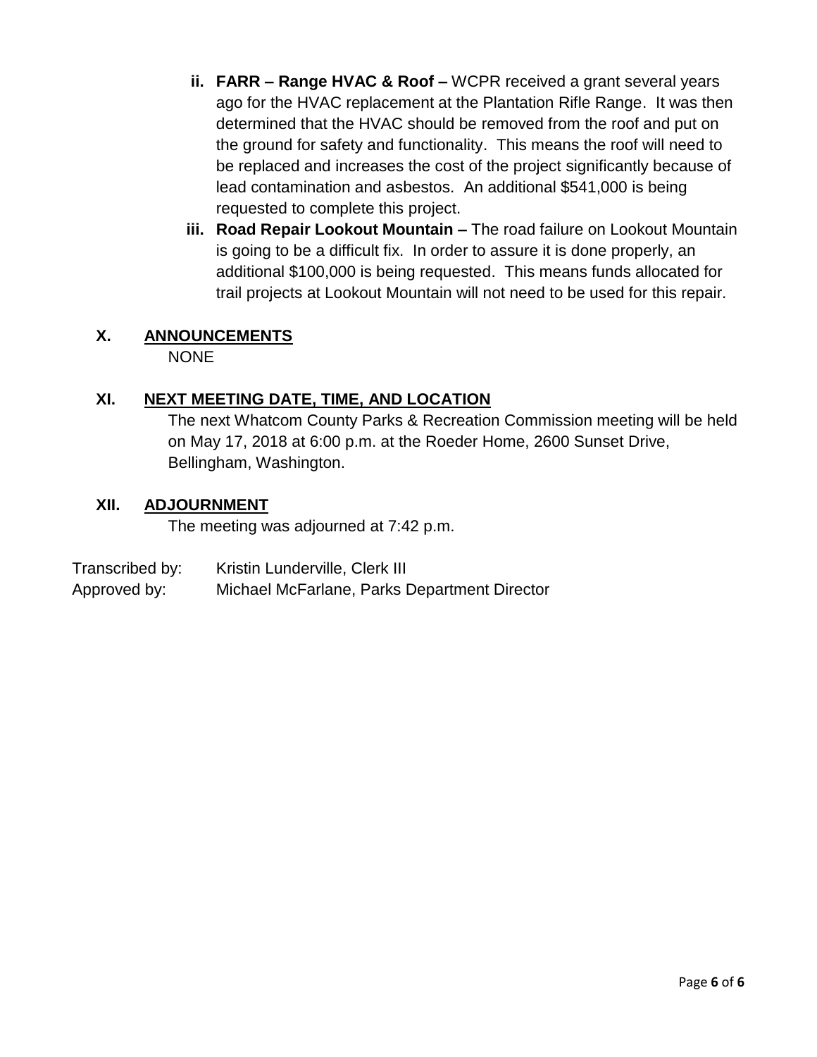ii. **FARR – Range HVAC & Roof –** WCPR received a grant several years ago for the HVAC replacement at the Plantation Rifle Range. It was then determined that the HVAC should be removed from the roof and put on the ground for safety and functionality. This means the roof will need to be replaced and increases the cost of the project significantly because of lead contamination and asbestos. An additional $541,000 is being requested to complete this project.

iii. **Road Repair Lookout Mountain –** The road failure on Lookout Mountain is going to be a difficult fix. In order to assure it is done properly, an additional $100,000 is being requested. This means funds allocated for trail projects at Lookout Mountain will not need to be used for this repair.

## X. ANNOUNCEMENTS

NONE

## XI. NEXT MEETING DATE, TIME, AND LOCATION

The next Whatcom County Parks & Recreation Commission meeting will be held on May 17, 2018 at 6:00 p.m. at the Roeder Home, 2600 Sunset Drive, Bellingham, Washington.

## XII. ADJOURNMENT

The meeting was adjourned at 7:42 p.m.

Transcribed by: Kristin Lunderville, Clerk III
Approved by: Michael McFarlane, Parks Department Director